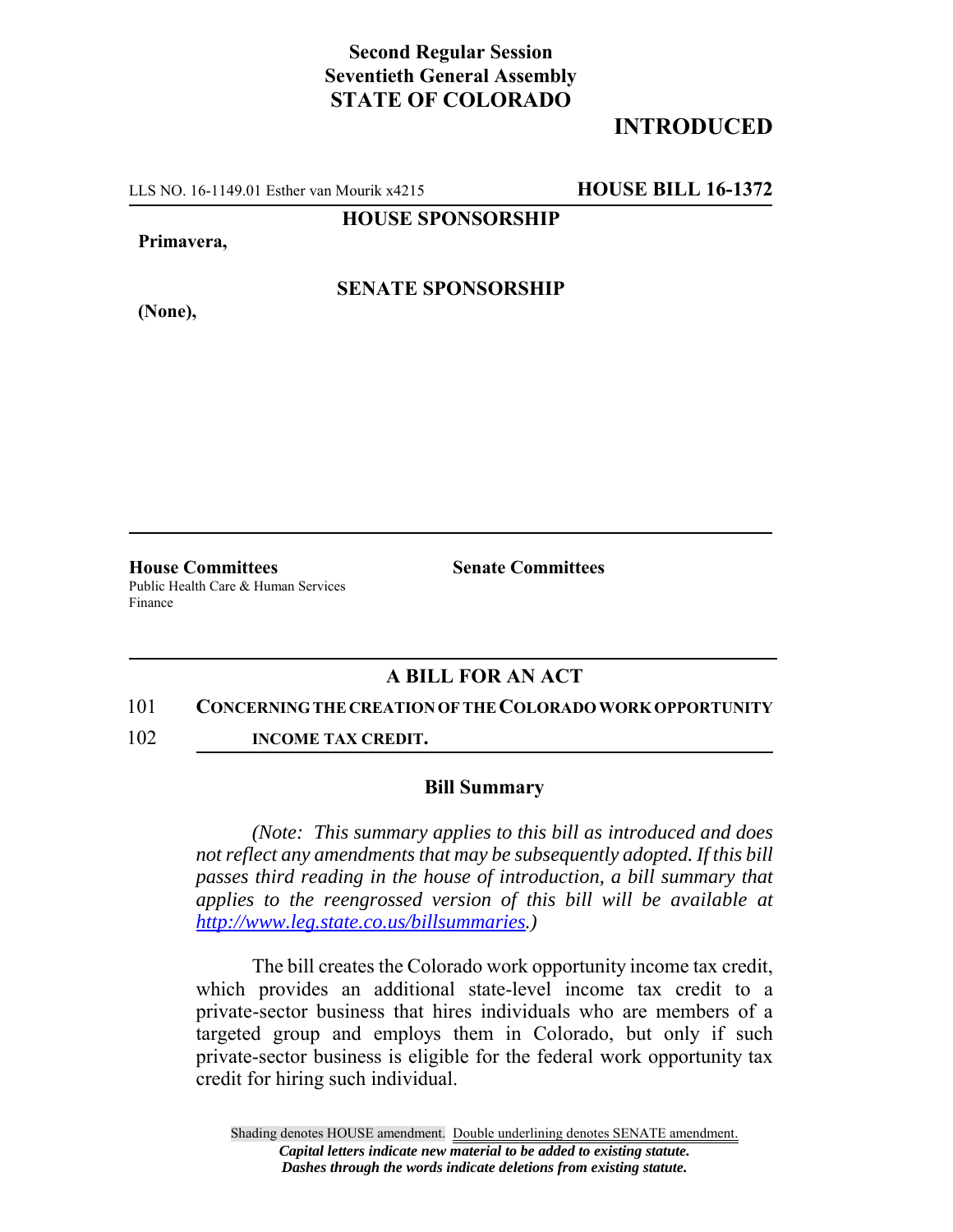**Second Regular Session**
**Seventieth General Assembly**
**STATE OF COLORADO**

**INTRODUCED**

LLS NO. 16-1149.01 Esther van Mourik x4215 **HOUSE BILL 16-1372**

**HOUSE SPONSORSHIP**

**Primavera,**

**SENATE SPONSORSHIP**

**(None),**

**House Committees**
Public Health Care & Human Services
Finance

**Senate Committees**

## A BILL FOR AN ACT

101 **CONCERNING THE CREATION OF THE COLORADO WORK OPPORTUNITY**
102 **INCOME TAX CREDIT.**

### Bill Summary

*(Note: This summary applies to this bill as introduced and does not reflect any amendments that may be subsequently adopted. If this bill passes third reading in the house of introduction, a bill summary that applies to the reengrossed version of this bill will be available at http://www.leg.state.co.us/billsummaries.)*

The bill creates the Colorado work opportunity income tax credit, which provides an additional state-level income tax credit to a private-sector business that hires individuals who are members of a targeted group and employs them in Colorado, but only if such private-sector business is eligible for the federal work opportunity tax credit for hiring such individual.

Shading denotes HOUSE amendment. Double underlining denotes SENATE amendment.
*Capital letters indicate new material to be added to existing statute.*
*Dashes through the words indicate deletions from existing statute.*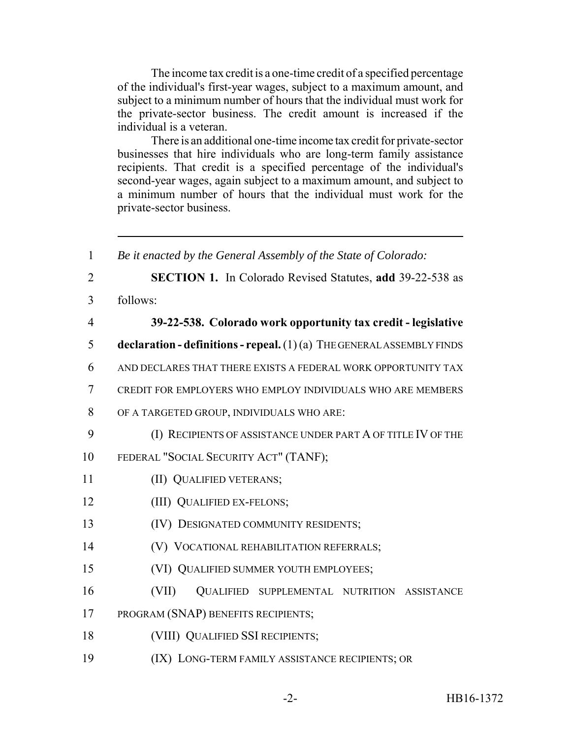The income tax credit is a one-time credit of a specified percentage of the individual's first-year wages, subject to a maximum amount, and subject to a minimum number of hours that the individual must work for the private-sector business. The credit amount is increased if the individual is a veteran.

There is an additional one-time income tax credit for private-sector businesses that hire individuals who are long-term family assistance recipients. That credit is a specified percentage of the individual's second-year wages, again subject to a maximum amount, and subject to a minimum number of hours that the individual must work for the private-sector business.

---

1 *Be it enacted by the General Assembly of the State of Colorado:*

2 **SECTION 1.** In Colorado Revised Statutes, **add** 39-22-538 as

3 follows:

4 **39-22-538. Colorado work opportunity tax credit - legislative**

5 **declaration - definitions - repeal.** (1) (a) THE GENERAL ASSEMBLY FINDS

6 AND DECLARES THAT THERE EXISTS A FEDERAL WORK OPPORTUNITY TAX

7 CREDIT FOR EMPLOYERS WHO EMPLOY INDIVIDUALS WHO ARE MEMBERS

8 OF A TARGETED GROUP, INDIVIDUALS WHO ARE:

9 (I) RECIPIENTS OF ASSISTANCE UNDER PART A OF TITLE IV OF THE

10 FEDERAL "SOCIAL SECURITY ACT" (TANF);

11 (II) QUALIFIED VETERANS;

12 (III) QUALIFIED EX-FELONS;

13 (IV) DESIGNATED COMMUNITY RESIDENTS;

14 (V) VOCATIONAL REHABILITATION REFERRALS;

15 (VI) QUALIFIED SUMMER YOUTH EMPLOYEES;

16 (VII) QUALIFIED SUPPLEMENTAL NUTRITION ASSISTANCE

17 PROGRAM (SNAP) BENEFITS RECIPIENTS;

18 (VIII) QUALIFIED SSI RECIPIENTS;

19 (IX) LONG-TERM FAMILY ASSISTANCE RECIPIENTS; OR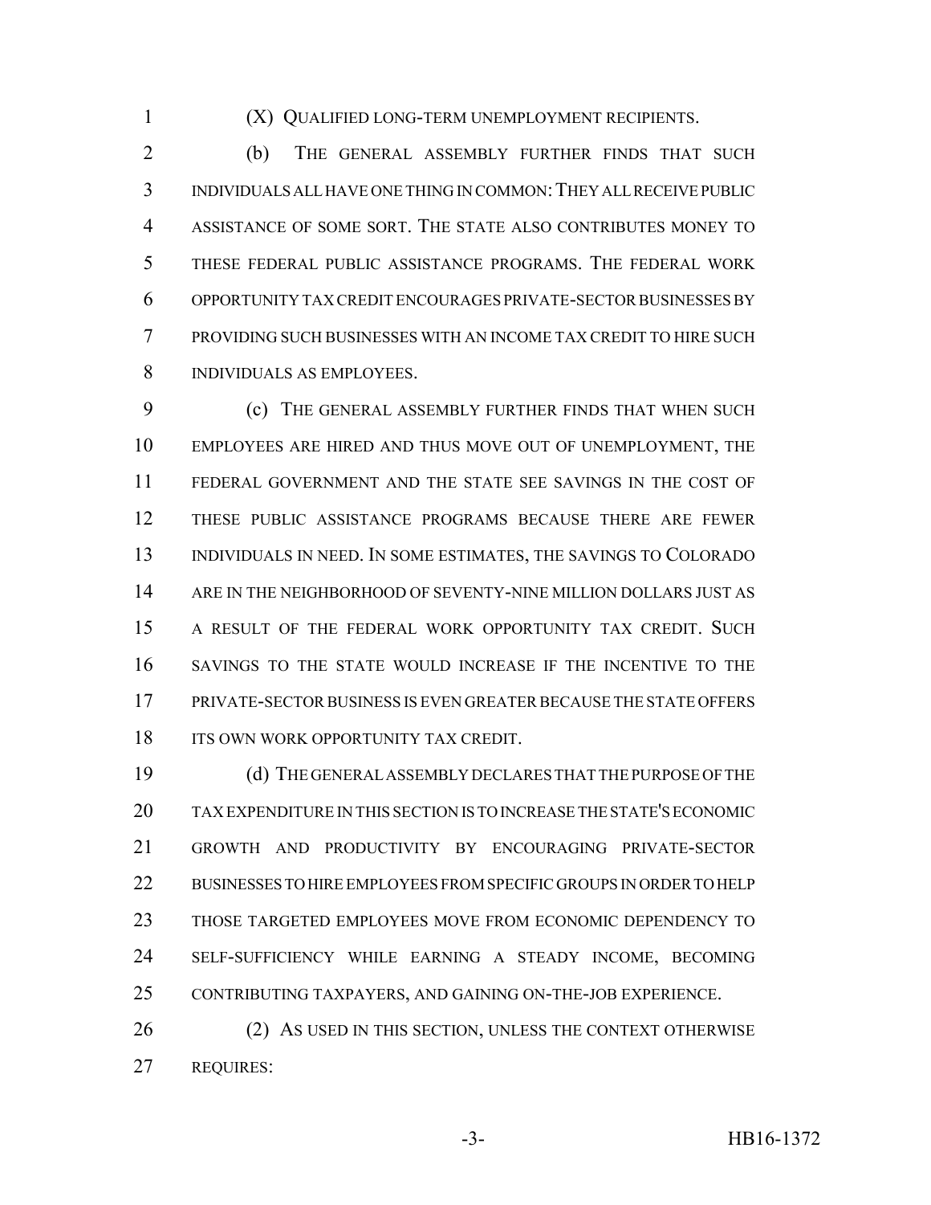(X) QUALIFIED LONG-TERM UNEMPLOYMENT RECIPIENTS.

(b) THE GENERAL ASSEMBLY FURTHER FINDS THAT SUCH INDIVIDUALS ALL HAVE ONE THING IN COMMON: THEY ALL RECEIVE PUBLIC ASSISTANCE OF SOME SORT. THE STATE ALSO CONTRIBUTES MONEY TO THESE FEDERAL PUBLIC ASSISTANCE PROGRAMS. THE FEDERAL WORK OPPORTUNITY TAX CREDIT ENCOURAGES PRIVATE-SECTOR BUSINESSES BY PROVIDING SUCH BUSINESSES WITH AN INCOME TAX CREDIT TO HIRE SUCH INDIVIDUALS AS EMPLOYEES.

(c) THE GENERAL ASSEMBLY FURTHER FINDS THAT WHEN SUCH EMPLOYEES ARE HIRED AND THUS MOVE OUT OF UNEMPLOYMENT, THE FEDERAL GOVERNMENT AND THE STATE SEE SAVINGS IN THE COST OF THESE PUBLIC ASSISTANCE PROGRAMS BECAUSE THERE ARE FEWER INDIVIDUALS IN NEED. IN SOME ESTIMATES, THE SAVINGS TO COLORADO ARE IN THE NEIGHBORHOOD OF SEVENTY-NINE MILLION DOLLARS JUST AS A RESULT OF THE FEDERAL WORK OPPORTUNITY TAX CREDIT. SUCH SAVINGS TO THE STATE WOULD INCREASE IF THE INCENTIVE TO THE PRIVATE-SECTOR BUSINESS IS EVEN GREATER BECAUSE THE STATE OFFERS ITS OWN WORK OPPORTUNITY TAX CREDIT.

(d) THE GENERAL ASSEMBLY DECLARES THAT THE PURPOSE OF THE TAX EXPENDITURE IN THIS SECTION IS TO INCREASE THE STATE'S ECONOMIC GROWTH AND PRODUCTIVITY BY ENCOURAGING PRIVATE-SECTOR BUSINESSES TO HIRE EMPLOYEES FROM SPECIFIC GROUPS IN ORDER TO HELP THOSE TARGETED EMPLOYEES MOVE FROM ECONOMIC DEPENDENCY TO SELF-SUFFICIENCY WHILE EARNING A STEADY INCOME, BECOMING CONTRIBUTING TAXPAYERS, AND GAINING ON-THE-JOB EXPERIENCE.

(2) AS USED IN THIS SECTION, UNLESS THE CONTEXT OTHERWISE REQUIRES: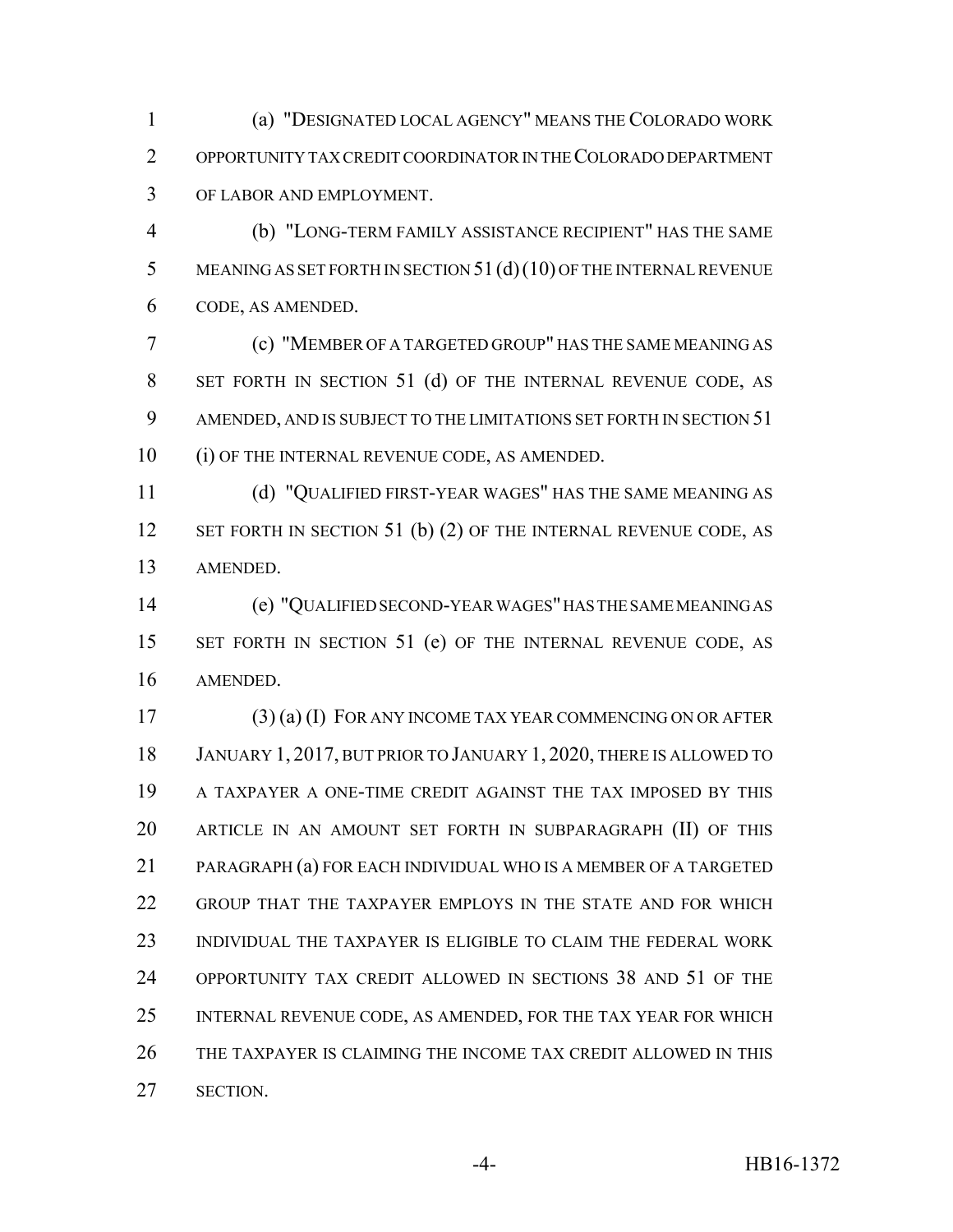(a) "DESIGNATED LOCAL AGENCY" MEANS THE COLORADO WORK OPPORTUNITY TAX CREDIT COORDINATOR IN THE COLORADO DEPARTMENT OF LABOR AND EMPLOYMENT.

(b) "LONG-TERM FAMILY ASSISTANCE RECIPIENT" HAS THE SAME MEANING AS SET FORTH IN SECTION 51 (d) (10) OF THE INTERNAL REVENUE CODE, AS AMENDED.

(c) "MEMBER OF A TARGETED GROUP" HAS THE SAME MEANING AS SET FORTH IN SECTION 51 (d) OF THE INTERNAL REVENUE CODE, AS AMENDED, AND IS SUBJECT TO THE LIMITATIONS SET FORTH IN SECTION 51 (i) OF THE INTERNAL REVENUE CODE, AS AMENDED.

(d) "QUALIFIED FIRST-YEAR WAGES" HAS THE SAME MEANING AS SET FORTH IN SECTION 51 (b) (2) OF THE INTERNAL REVENUE CODE, AS AMENDED.

(e) "QUALIFIED SECOND-YEAR WAGES" HAS THE SAME MEANING AS SET FORTH IN SECTION 51 (e) OF THE INTERNAL REVENUE CODE, AS AMENDED.

(3) (a) (I) FOR ANY INCOME TAX YEAR COMMENCING ON OR AFTER JANUARY 1, 2017, BUT PRIOR TO JANUARY 1, 2020, THERE IS ALLOWED TO A TAXPAYER A ONE-TIME CREDIT AGAINST THE TAX IMPOSED BY THIS ARTICLE IN AN AMOUNT SET FORTH IN SUBPARAGRAPH (II) OF THIS PARAGRAPH (a) FOR EACH INDIVIDUAL WHO IS A MEMBER OF A TARGETED GROUP THAT THE TAXPAYER EMPLOYS IN THE STATE AND FOR WHICH INDIVIDUAL THE TAXPAYER IS ELIGIBLE TO CLAIM THE FEDERAL WORK OPPORTUNITY TAX CREDIT ALLOWED IN SECTIONS 38 AND 51 OF THE INTERNAL REVENUE CODE, AS AMENDED, FOR THE TAX YEAR FOR WHICH THE TAXPAYER IS CLAIMING THE INCOME TAX CREDIT ALLOWED IN THIS SECTION.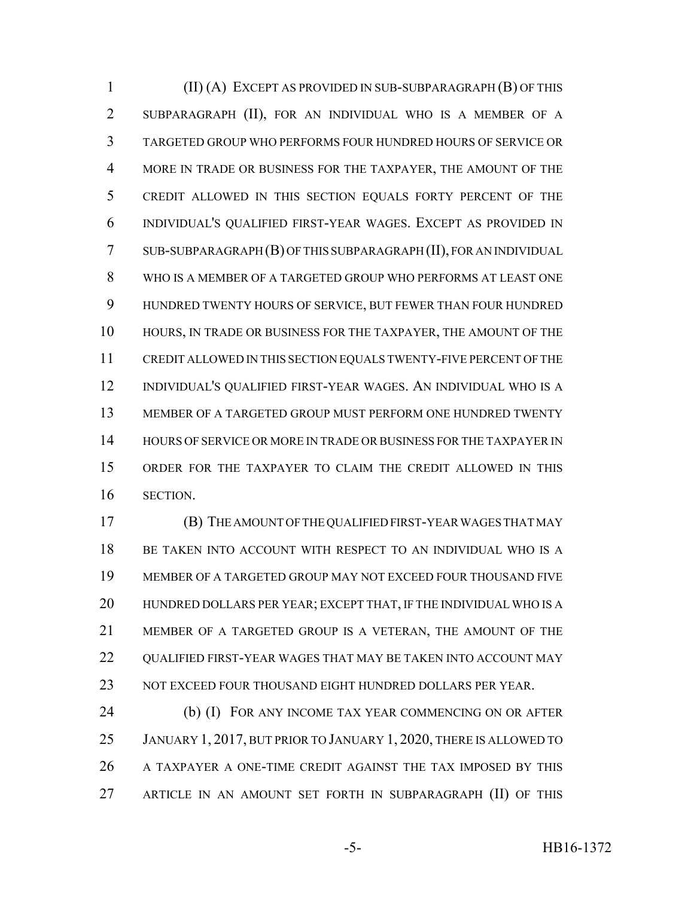(II) (A) EXCEPT AS PROVIDED IN SUB-SUBPARAGRAPH (B) OF THIS SUBPARAGRAPH (II), FOR AN INDIVIDUAL WHO IS A MEMBER OF A TARGETED GROUP WHO PERFORMS FOUR HUNDRED HOURS OF SERVICE OR MORE IN TRADE OR BUSINESS FOR THE TAXPAYER, THE AMOUNT OF THE CREDIT ALLOWED IN THIS SECTION EQUALS FORTY PERCENT OF THE INDIVIDUAL'S QUALIFIED FIRST-YEAR WAGES. EXCEPT AS PROVIDED IN SUB-SUBPARAGRAPH (B) OF THIS SUBPARAGRAPH (II), FOR AN INDIVIDUAL WHO IS A MEMBER OF A TARGETED GROUP WHO PERFORMS AT LEAST ONE HUNDRED TWENTY HOURS OF SERVICE, BUT FEWER THAN FOUR HUNDRED HOURS, IN TRADE OR BUSINESS FOR THE TAXPAYER, THE AMOUNT OF THE CREDIT ALLOWED IN THIS SECTION EQUALS TWENTY-FIVE PERCENT OF THE INDIVIDUAL'S QUALIFIED FIRST-YEAR WAGES. AN INDIVIDUAL WHO IS A MEMBER OF A TARGETED GROUP MUST PERFORM ONE HUNDRED TWENTY HOURS OF SERVICE OR MORE IN TRADE OR BUSINESS FOR THE TAXPAYER IN ORDER FOR THE TAXPAYER TO CLAIM THE CREDIT ALLOWED IN THIS SECTION.

(B) THE AMOUNT OF THE QUALIFIED FIRST-YEAR WAGES THAT MAY BE TAKEN INTO ACCOUNT WITH RESPECT TO AN INDIVIDUAL WHO IS A MEMBER OF A TARGETED GROUP MAY NOT EXCEED FOUR THOUSAND FIVE HUNDRED DOLLARS PER YEAR; EXCEPT THAT, IF THE INDIVIDUAL WHO IS A MEMBER OF A TARGETED GROUP IS A VETERAN, THE AMOUNT OF THE QUALIFIED FIRST-YEAR WAGES THAT MAY BE TAKEN INTO ACCOUNT MAY NOT EXCEED FOUR THOUSAND EIGHT HUNDRED DOLLARS PER YEAR.

(b) (I) FOR ANY INCOME TAX YEAR COMMENCING ON OR AFTER JANUARY 1, 2017, BUT PRIOR TO JANUARY 1, 2020, THERE IS ALLOWED TO A TAXPAYER A ONE-TIME CREDIT AGAINST THE TAX IMPOSED BY THIS ARTICLE IN AN AMOUNT SET FORTH IN SUBPARAGRAPH (II) OF THIS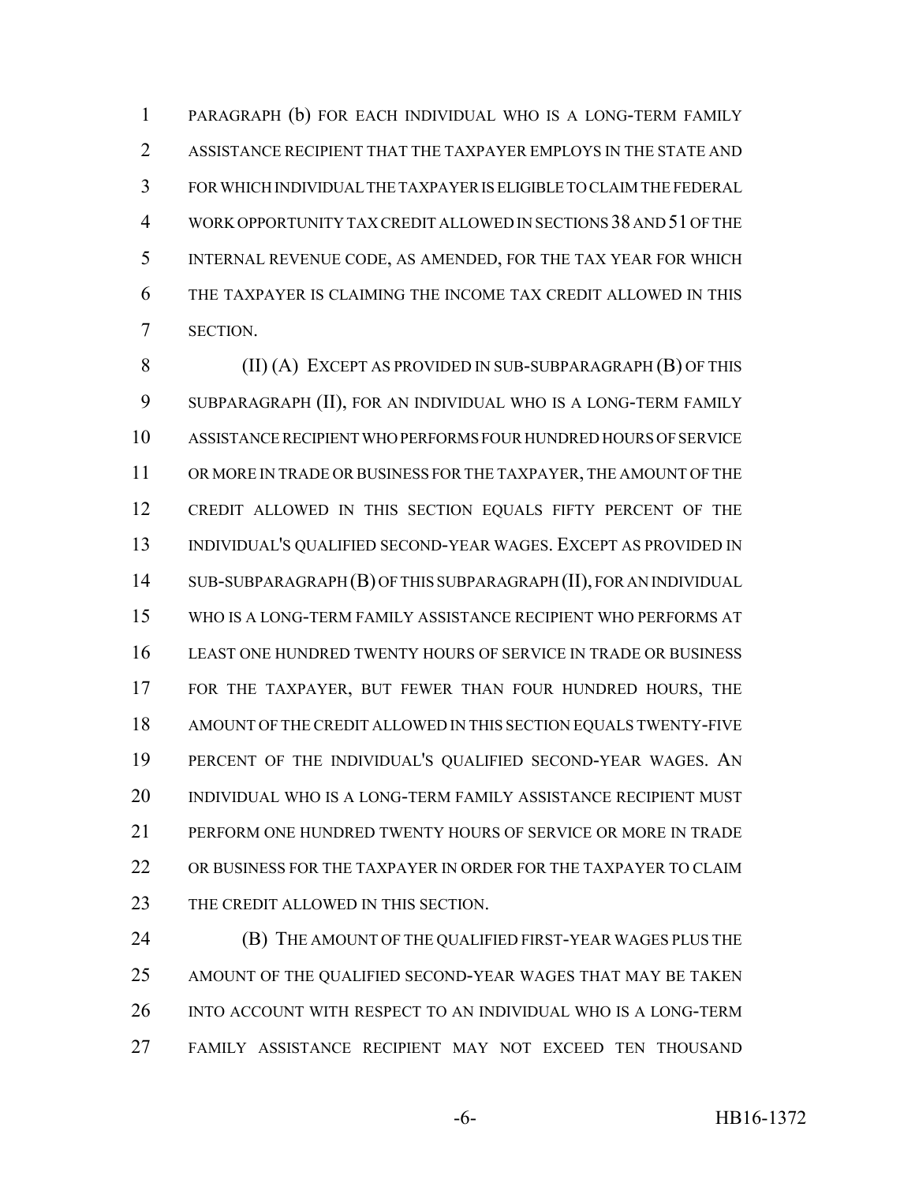PARAGRAPH (b) FOR EACH INDIVIDUAL WHO IS A LONG-TERM FAMILY ASSISTANCE RECIPIENT THAT THE TAXPAYER EMPLOYS IN THE STATE AND FOR WHICH INDIVIDUAL THE TAXPAYER IS ELIGIBLE TO CLAIM THE FEDERAL WORK OPPORTUNITY TAX CREDIT ALLOWED IN SECTIONS 38 AND 51 OF THE INTERNAL REVENUE CODE, AS AMENDED, FOR THE TAX YEAR FOR WHICH THE TAXPAYER IS CLAIMING THE INCOME TAX CREDIT ALLOWED IN THIS SECTION.

(II) (A) EXCEPT AS PROVIDED IN SUB-SUBPARAGRAPH (B) OF THIS SUBPARAGRAPH (II), FOR AN INDIVIDUAL WHO IS A LONG-TERM FAMILY ASSISTANCE RECIPIENT WHO PERFORMS FOUR HUNDRED HOURS OF SERVICE OR MORE IN TRADE OR BUSINESS FOR THE TAXPAYER, THE AMOUNT OF THE CREDIT ALLOWED IN THIS SECTION EQUALS FIFTY PERCENT OF THE INDIVIDUAL'S QUALIFIED SECOND-YEAR WAGES. EXCEPT AS PROVIDED IN SUB-SUBPARAGRAPH (B) OF THIS SUBPARAGRAPH (II), FOR AN INDIVIDUAL WHO IS A LONG-TERM FAMILY ASSISTANCE RECIPIENT WHO PERFORMS AT LEAST ONE HUNDRED TWENTY HOURS OF SERVICE IN TRADE OR BUSINESS FOR THE TAXPAYER, BUT FEWER THAN FOUR HUNDRED HOURS, THE AMOUNT OF THE CREDIT ALLOWED IN THIS SECTION EQUALS TWENTY-FIVE PERCENT OF THE INDIVIDUAL'S QUALIFIED SECOND-YEAR WAGES. AN INDIVIDUAL WHO IS A LONG-TERM FAMILY ASSISTANCE RECIPIENT MUST PERFORM ONE HUNDRED TWENTY HOURS OF SERVICE OR MORE IN TRADE OR BUSINESS FOR THE TAXPAYER IN ORDER FOR THE TAXPAYER TO CLAIM THE CREDIT ALLOWED IN THIS SECTION.

(B) THE AMOUNT OF THE QUALIFIED FIRST-YEAR WAGES PLUS THE AMOUNT OF THE QUALIFIED SECOND-YEAR WAGES THAT MAY BE TAKEN INTO ACCOUNT WITH RESPECT TO AN INDIVIDUAL WHO IS A LONG-TERM FAMILY ASSISTANCE RECIPIENT MAY NOT EXCEED TEN THOUSAND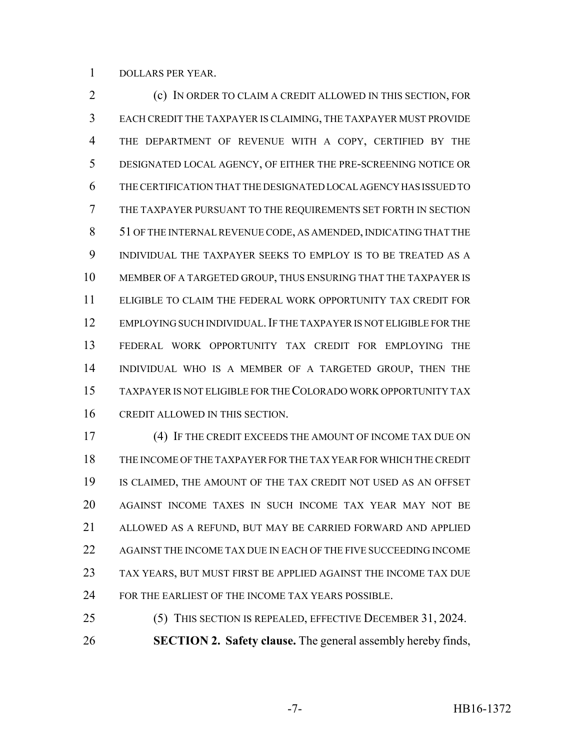DOLLARS PER YEAR.

(c) IN ORDER TO CLAIM A CREDIT ALLOWED IN THIS SECTION, FOR EACH CREDIT THE TAXPAYER IS CLAIMING, THE TAXPAYER MUST PROVIDE THE DEPARTMENT OF REVENUE WITH A COPY, CERTIFIED BY THE DESIGNATED LOCAL AGENCY, OF EITHER THE PRE-SCREENING NOTICE OR THE CERTIFICATION THAT THE DESIGNATED LOCAL AGENCY HAS ISSUED TO THE TAXPAYER PURSUANT TO THE REQUIREMENTS SET FORTH IN SECTION 51 OF THE INTERNAL REVENUE CODE, AS AMENDED, INDICATING THAT THE INDIVIDUAL THE TAXPAYER SEEKS TO EMPLOY IS TO BE TREATED AS A MEMBER OF A TARGETED GROUP, THUS ENSURING THAT THE TAXPAYER IS ELIGIBLE TO CLAIM THE FEDERAL WORK OPPORTUNITY TAX CREDIT FOR EMPLOYING SUCH INDIVIDUAL. IF THE TAXPAYER IS NOT ELIGIBLE FOR THE FEDERAL WORK OPPORTUNITY TAX CREDIT FOR EMPLOYING THE INDIVIDUAL WHO IS A MEMBER OF A TARGETED GROUP, THEN THE TAXPAYER IS NOT ELIGIBLE FOR THE COLORADO WORK OPPORTUNITY TAX CREDIT ALLOWED IN THIS SECTION.

(4) IF THE CREDIT EXCEEDS THE AMOUNT OF INCOME TAX DUE ON THE INCOME OF THE TAXPAYER FOR THE TAX YEAR FOR WHICH THE CREDIT IS CLAIMED, THE AMOUNT OF THE TAX CREDIT NOT USED AS AN OFFSET AGAINST INCOME TAXES IN SUCH INCOME TAX YEAR MAY NOT BE ALLOWED AS A REFUND, BUT MAY BE CARRIED FORWARD AND APPLIED AGAINST THE INCOME TAX DUE IN EACH OF THE FIVE SUCCEEDING INCOME TAX YEARS, BUT MUST FIRST BE APPLIED AGAINST THE INCOME TAX DUE FOR THE EARLIEST OF THE INCOME TAX YEARS POSSIBLE.

(5) THIS SECTION IS REPEALED, EFFECTIVE DECEMBER 31, 2024.

**SECTION 2. Safety clause.** The general assembly hereby finds,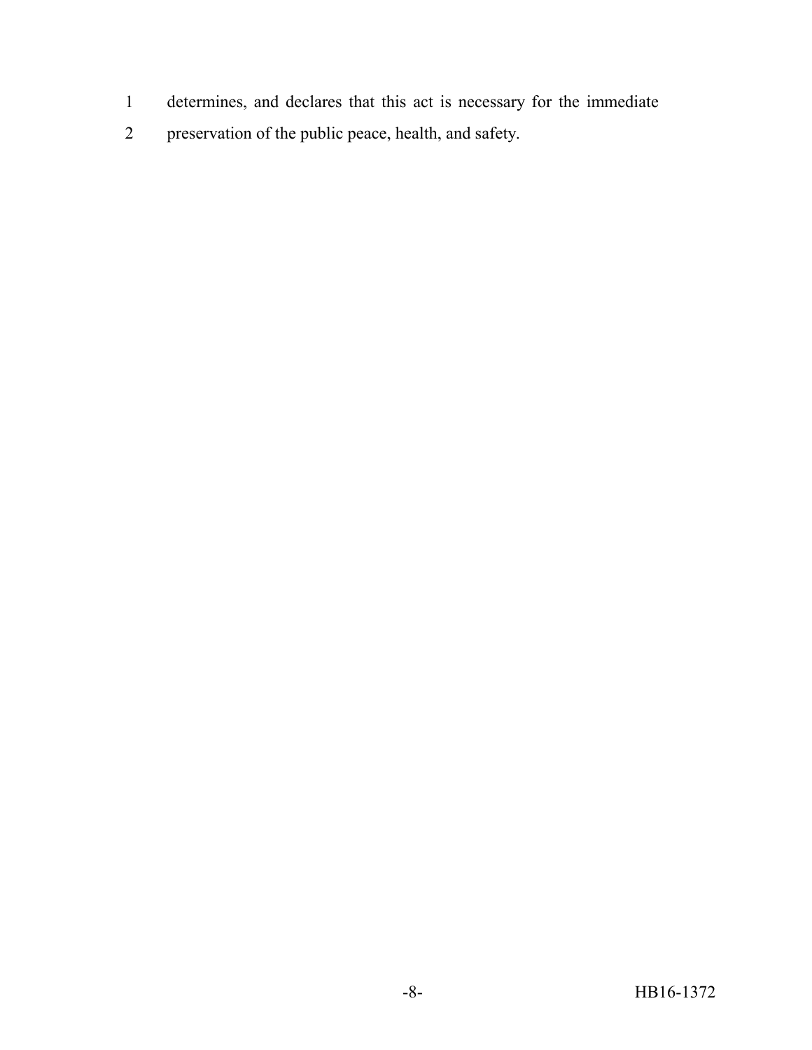determines, and declares that this act is necessary for the immediate preservation of the public peace, health, and safety.